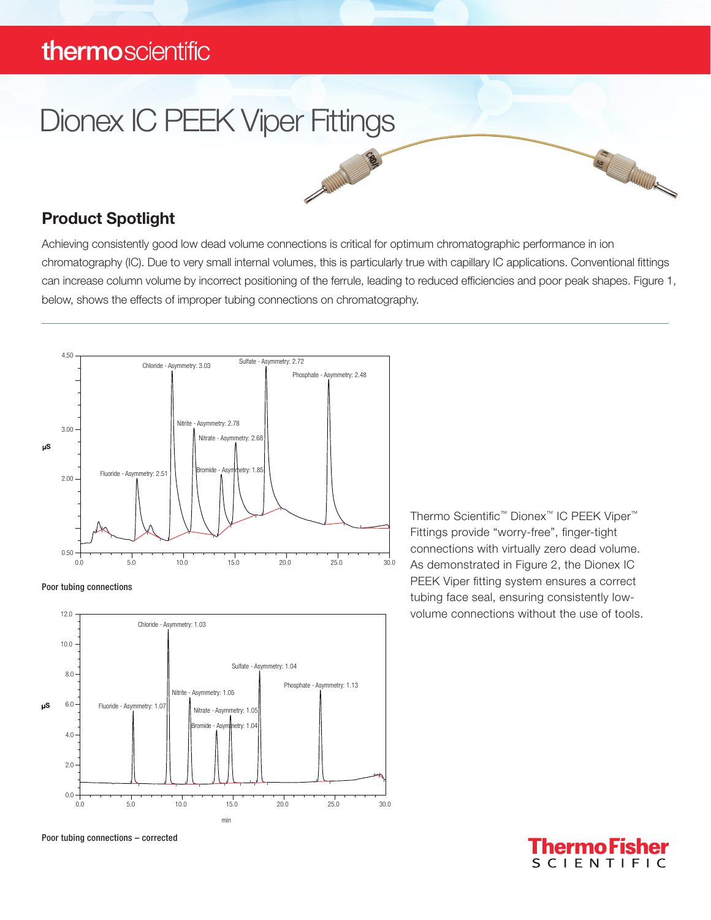# Dionex IC PEEK Viper Fittings

## Product Spotlight

Achieving consistently good low dead volume connections is critical for optimum chromatographic performance in ion chromatography (IC). Due to very small internal volumes, this is particularly true with capillary IC applications. Conventional fittings can increase column volume by incorrect positioning of the ferrule, leading to reduced efficiencies and poor peak shapes. Figure 1, below, shows the effects of improper tubing connections on chromatography.

Poor tubing connections

Poor tubing connections – corrected

Thermo Scientific™ Dionex™ IC PEEK Viper™ Fittings provide "worry-free", finger-tight connections with virtually zero dead volume. As demonstrated in Figure 2, the Dionex IC PEEK Viper fitting system ensures a correct tubing face seal, ensuring consistently low-volume connections without the use of tools.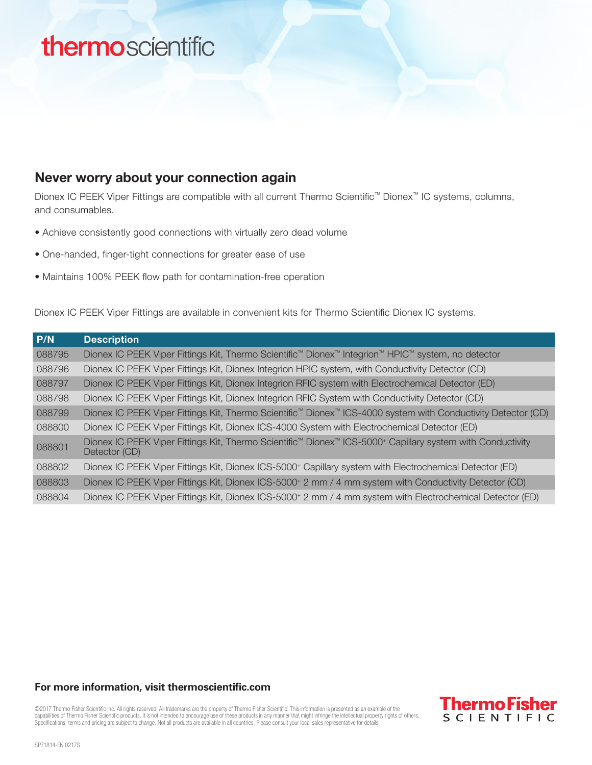thermoscientific

## Never worry about your connection again

Dionex IC PEEK Viper Fittings are compatible with all current Thermo Scientific™ Dionex™ IC systems, columns, and consumables.

- Achieve consistently good connections with virtually zero dead volume
- One-handed, finger-tight connections for greater ease of use
- Maintains 100% PEEK flow path for contamination-free operation

Dionex IC PEEK Viper Fittings are available in convenient kits for Thermo Scientific Dionex IC systems.

| P/N | Description |
|---|---|
| 088795 | Dionex IC PEEK Viper Fittings Kit, Thermo Scientific™ Dionex™ Integrion™ HPIC™ system, no detector |
| 088796 | Dionex IC PEEK Viper Fittings Kit, Dionex Integrion HPIC system, with Conductivity Detector (CD) |
| 088797 | Dionex IC PEEK Viper Fittings Kit, Dionex Integrion RFIC system with Electrochemical Detector (ED) |
| 088798 | Dionex IC PEEK Viper Fittings Kit, Dionex Integrion RFIC System with Conductivity Detector (CD) |
| 088799 | Dionex IC PEEK Viper Fittings Kit, Thermo Scientific™ Dionex™ ICS-4000 system with Conductivity Detector (CD) |
| 088800 | Dionex IC PEEK Viper Fittings Kit, Dionex ICS-4000 System with Electrochemical Detector (ED) |
| 088801 | Dionex IC PEEK Viper Fittings Kit, Thermo Scientific™ Dionex™ ICS-5000+ Capillary system with Conductivity Detector (CD) |
| 088802 | Dionex IC PEEK Viper Fittings Kit, Dionex ICS-5000+ Capillary system with Electrochemical Detector (ED) |
| 088803 | Dionex IC PEEK Viper Fittings Kit, Dionex ICS-5000+ 2 mm / 4 mm system with Conductivity Detector (CD) |
| 088804 | Dionex IC PEEK Viper Fittings Kit, Dionex ICS-5000+ 2 mm / 4 mm system with Electrochemical Detector (ED) |

**For more information, visit thermoscientific.com**

©2017 Thermo Fisher Scientific Inc. All rights reserved. All trademarks are the property of Thermo Fisher Scientific. This information is presented as an example of the capabilities of Thermo Fisher Scientific products. It is not intended to encourage use of these products in any manner that might infringe the intellectual property rights of others. Specifications, terms and pricing are subject to change. Not all products are available in all countries. Please consult your local sales representative for details.

ThermoFisher SCIENTIFIC

SP71814-EN 0217S